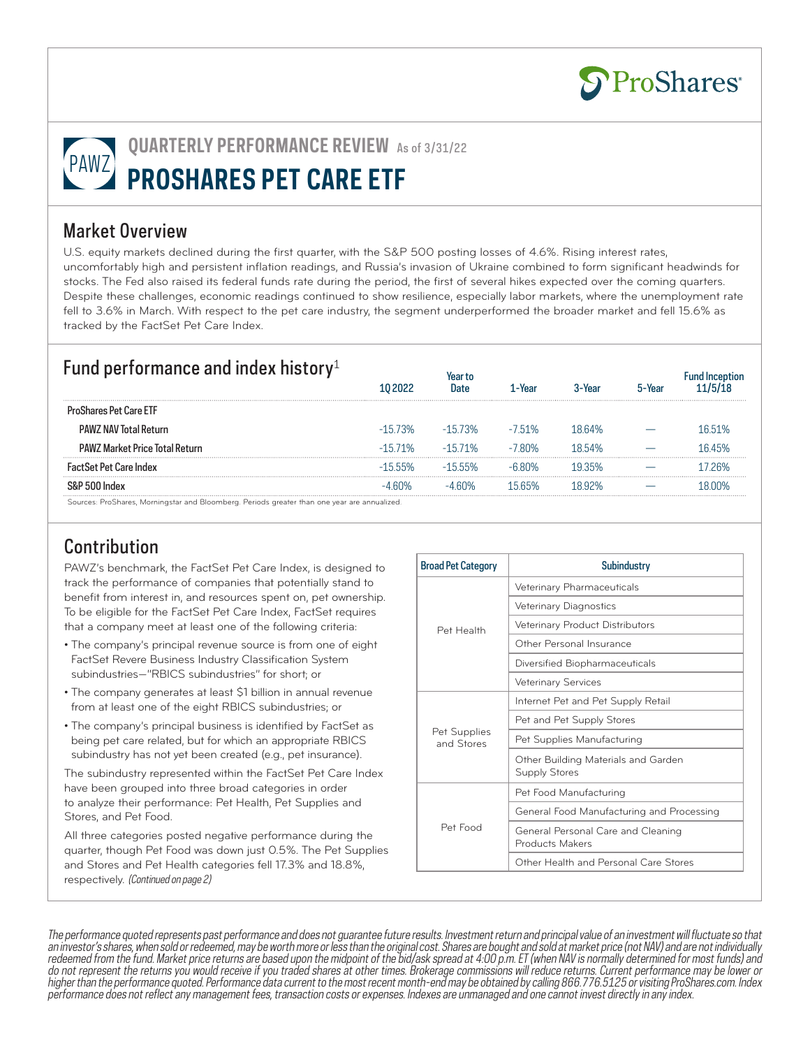ProShares

# QUARTERLY PERFORMANCE REVIEW As of 3/31/22

# PAWZ PROSHARES PET CARE ETF

## Market Overview

U.S. equity markets declined during the first quarter, with the S&P 500 posting losses of 4.6%. Rising interest rates, uncomfortably high and persistent inflation readings, and Russia's invasion of Ukraine combined to form significant headwinds for stocks. The Fed also raised its federal funds rate during the period, the first of several hikes expected over the coming quarters. Despite these challenges, economic readings continued to show resilience, especially labor markets, where the unemployment rate fell to 3.6% in March. With respect to the pet care industry, the segment underperformed the broader market and fell 15.6% as tracked by the FactSet Pet Care Index.

## Fund performance and index history[1]

| | 1Q 2022 | Year to Date | 1-Year | 3-Year | 5-Year | Fund Inception 11/5/18 |
|---|---|---|---|---|---|---|
| **ProShares Pet Care ETF** | | | | | | |
| **PAWZ NAV Total Return** | -15.73% | -15.73% | -7.51% | 18.64% | — | 16.51% |
| **PAWZ Market Price Total Return** | -15.71% | -15.71% | -7.80% | 18.54% | — | 16.45% |
| **FactSet Pet Care Index** | -15.55% | -15.55% | -6.80% | 19.35% | — | 17.26% |
| **S&P 500 Index** | -4.60% | -4.60% | 15.65% | 18.92% | — | 18.00% |

Sources: ProShares, Morningstar and Bloomberg. Periods greater than one year are annualized.

## Contribution

PAWZ's benchmark, the FactSet Pet Care Index, is designed to track the performance of companies that potentially stand to benefit from interest in, and resources spent on, pet ownership. To be eligible for the FactSet Pet Care Index, FactSet requires that a company meet at least one of the following criteria:

- The company's principal revenue source is from one of eight FactSet Revere Business Industry Classification System subindustries—"RBICS subindustries" for short; or
- The company generates at least $1 billion in annual revenue from at least one of the eight RBICS subindustries; or
- The company's principal business is identified by FactSet as being pet care related, but for which an appropriate RBICS subindustry has not yet been created (e.g., pet insurance).

The subindustry represented within the FactSet Pet Care Index have been grouped into three broad categories in order to analyze their performance: Pet Health, Pet Supplies and Stores, and Pet Food.

All three categories posted negative performance during the quarter, though Pet Food was down just 0.5%. The Pet Supplies and Stores and Pet Health categories fell 17.3% and 18.8%, respectively. *(Continued on page 2)*

| Broad Pet Category | Subindustry |
|---|---|
| Pet Health | Veterinary Pharmaceuticals |
| | Veterinary Diagnostics |
| | Veterinary Product Distributors |
| | Other Personal Insurance |
| | Diversified Biopharmaceuticals |
| | Veterinary Services |
| Pet Supplies and Stores | Internet Pet and Pet Supply Retail |
| | Pet and Pet Supply Stores |
| | Pet Supplies Manufacturing |
| | Other Building Materials and Garden Supply Stores |
| Pet Food | Pet Food Manufacturing |
| | General Food Manufacturing and Processing |
| | General Personal Care and Cleaning Products Makers |
| | Other Health and Personal Care Stores |

*The performance quoted represents past performance and does not guarantee future results. Investment return and principal value of an investment will fluctuate so that an investor's shares, when sold or redeemed, may be worth more or less than the original cost. Shares are bought and sold at market price (not NAV) and are not individually redeemed from the fund. Market price returns are based upon the midpoint of the bid/ask spread at 4:00 p.m. ET (when NAV is normally determined for most funds) and do not represent the returns you would receive if you traded shares at other times. Brokerage commissions will reduce returns. Current performance may be lower or higher than the performance quoted. Performance data current to the most recent month-end may be obtained by calling 866.776.5125 or visiting ProShares.com. Index performance does not reflect any management fees, transaction costs or expenses. Indexes are unmanaged and one cannot invest directly in any index.*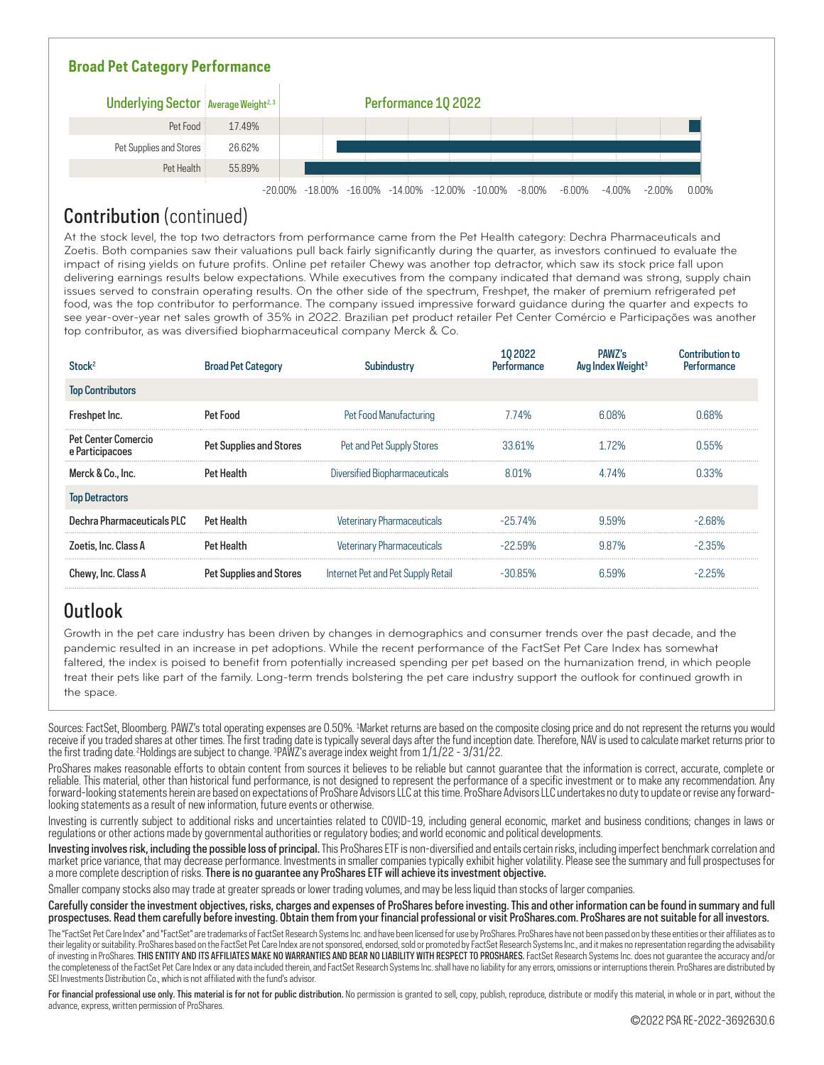### Broad Pet Category Performance

Underlying Sector | Average Weight[2, 3] | Performance 1Q 2022

Pet Food 17.49%

Pet Supplies and Stores 26.62%

Pet Health 55.89%

-20.00% -18.00% -16.00% -14.00% -12.00% -10.00% -8.00% -6.00% -4.00% -2.00% 0.00%

## Contribution (continued)

At the stock level, the top two detractors from performance came from the Pet Health category: Dechra Pharmaceuticals and Zoetis. Both companies saw their valuations pull back fairly significantly during the quarter, as investors continued to evaluate the impact of rising yields on future profits. Online pet retailer Chewy was another top detractor, which saw its stock price fall upon delivering earnings results below expectations. While executives from the company indicated that demand was strong, supply chain issues served to constrain operating results. On the other side of the spectrum, Freshpet, the maker of premium refrigerated pet food, was the top contributor to performance. The company issued impressive forward guidance during the quarter and expects to see year-over-year net sales growth of 35% in 2022. Brazilian pet product retailer Pet Center Comércio e Participações was another top contributor, as was diversified biopharmaceutical company Merck & Co.

| Stock[2] | Broad Pet Category | Subindustry | 1Q 2022 Performance | PAWZ's Avg Index Weight[3] | Contribution to Performance |
|---|---|---|---|---|---|
| **Top Contributors** | | | | | |
| Freshpet Inc. | Pet Food | Pet Food Manufacturing | 7.74% | 6.08% | 0.68% |
| Pet Center Comercio e Participacoes | Pet Supplies and Stores | Pet and Pet Supply Stores | 33.61% | 1.72% | 0.55% |
| Merck & Co., Inc. | Pet Health | Diversified Biopharmaceuticals | 8.01% | 4.74% | 0.33% |
| **Top Detractors** | | | | | |
| Dechra Pharmaceuticals PLC | Pet Health | Veterinary Pharmaceuticals | -25.74% | 9.59% | -2.68% |
| Zoetis, Inc. Class A | Pet Health | Veterinary Pharmaceuticals | -22.59% | 9.87% | -2.35% |
| Chewy, Inc. Class A | Pet Supplies and Stores | Internet Pet and Pet Supply Retail | -30.85% | 6.59% | -2.25% |

## Outlook

Growth in the pet care industry has been driven by changes in demographics and consumer trends over the past decade, and the pandemic resulted in an increase in pet adoptions. While the recent performance of the FactSet Pet Care Index has somewhat faltered, the index is poised to benefit from potentially increased spending per pet based on the humanization trend, in which people treat their pets like part of the family. Long-term trends bolstering the pet care industry support the outlook for continued growth in the space.

Sources: FactSet, Bloomberg. PAWZ's total operating expenses are 0.50%. [1]Market returns are based on the composite closing price and do not represent the returns you would receive if you traded shares at other times. The first trading date is typically several days after the fund inception date. Therefore, NAV is used to calculate market returns prior to the first trading date. [2]Holdings are subject to change. [3]PAWZ's average index weight from 1/1/22 - 3/31/22.

ProShares makes reasonable efforts to obtain content from sources it believes to be reliable but cannot guarantee that the information is correct, accurate, complete or reliable. This material, other than historical fund performance, is not designed to represent the performance of a specific investment or to make any recommendation. Any forward-looking statements herein are based on expectations of ProShare Advisors LLC at this time. ProShare Advisors LLC undertakes no duty to update or revise any forward-looking statements as a result of new information, future events or otherwise.

Investing is currently subject to additional risks and uncertainties related to COVID-19, including general economic, market and business conditions; changes in laws or regulations or other actions made by governmental authorities or regulatory bodies; and world economic and political developments.

**Investing involves risk, including the possible loss of principal.** This ProShares ETF is non-diversified and entails certain risks, including imperfect benchmark correlation and market price variance, that may decrease performance. Investments in smaller companies typically exhibit higher volatility. Please see the summary and full prospectuses for a more complete description of risks. **There is no guarantee any ProShares ETF will achieve its investment objective.**

Smaller company stocks also may trade at greater spreads or lower trading volumes, and may be less liquid than stocks of larger companies.

**Carefully consider the investment objectives, risks, charges and expenses of ProShares before investing. This and other information can be found in summary and full prospectuses. Read them carefully before investing. Obtain them from your financial professional or visit ProShares.com. ProShares are not suitable for all investors.**

The "FactSet Pet Care Index" and "FactSet" are trademarks of FactSet Research Systems Inc. and have been licensed for use by ProShares. ProShares have not been passed on by these entities or their affiliates as to their legality or suitability. ProShares based on the FactSet Pet Care Index are not sponsored, endorsed, sold or promoted by FactSet Research Systems Inc., and it makes no representation regarding the advisability of investing in ProShares. **THIS ENTITY AND ITS AFFILIATES MAKE NO WARRANTIES AND BEAR NO LIABILITY WITH RESPECT TO PROSHARES.** FactSet Research Systems Inc. does not guarantee the accuracy and/or the completeness of the FactSet Pet Care Index or any data included therein, and FactSet Research Systems Inc. shall have no liability for any errors, omissions or interruptions therein. ProShares are distributed by SEI Investments Distribution Co., which is not affiliated with the fund's advisor.

**For financial professional use only. This material is for not for public distribution.** No permission is granted to sell, copy, publish, reproduce, distribute or modify this material, in whole or in part, without the advance, express, written permission of ProShares.

©2022 PSA RE-2022-3692630.6